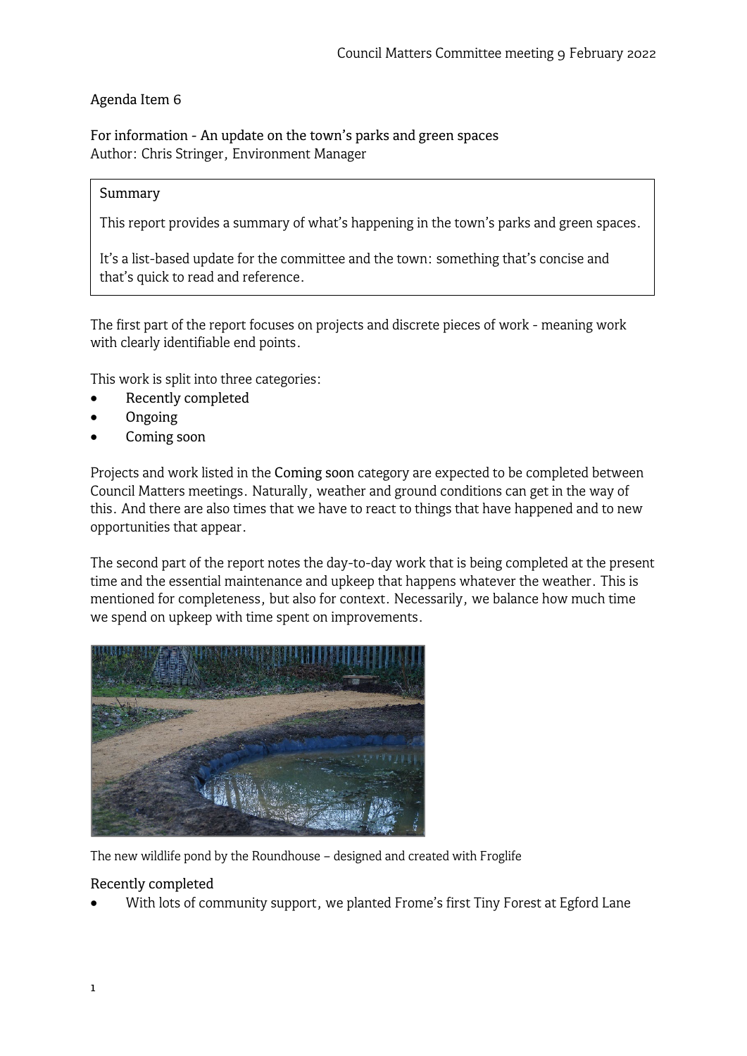Agenda Item 6

For information - An update on the town's parks and green spaces
Author: Chris Stringer, Environment Manager

> Summary
>
> This report provides a summary of what's happening in the town's parks and green spaces.
>
> It's a list-based update for the committee and the town: something that's concise and that's quick to read and reference.

The first part of the report focuses on projects and discrete pieces of work - meaning work with clearly identifiable end points.

This work is split into three categories:

- Recently completed
- Ongoing
- Coming soon

Projects and work listed in the Coming soon category are expected to be completed between Council Matters meetings. Naturally, weather and ground conditions can get in the way of this. And there are also times that we have to react to things that have happened and to new opportunities that appear.

The second part of the report notes the day-to-day work that is being completed at the present time and the essential maintenance and upkeep that happens whatever the weather. This is mentioned for completeness, but also for context. Necessarily, we balance how much time we spend on upkeep with time spent on improvements.

The new wildlife pond by the Roundhouse – designed and created with Froglife

## Recently completed

- With lots of community support, we planted Frome's first Tiny Forest at Egford Lane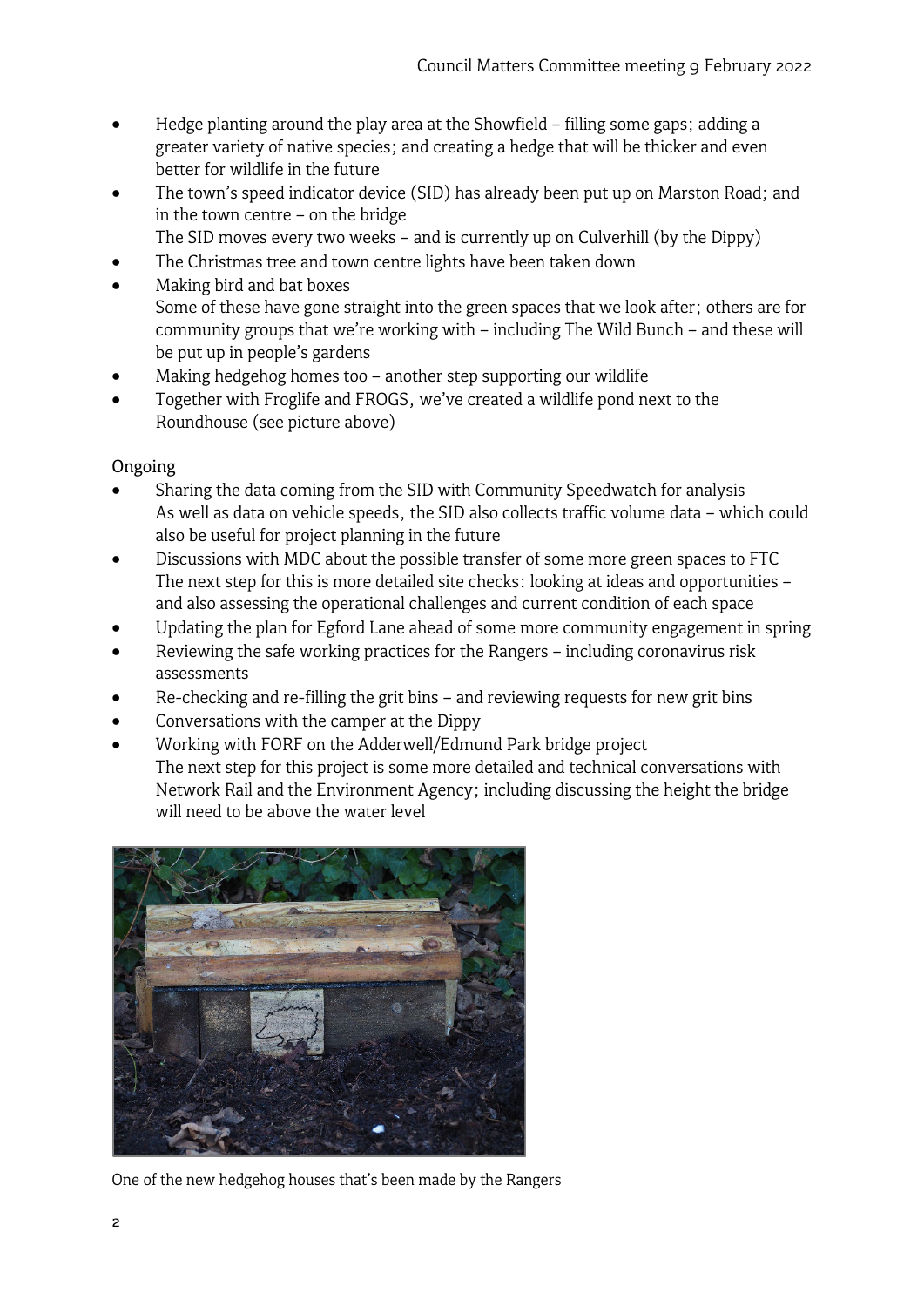- Hedge planting around the play area at the Showfield – filling some gaps; adding a greater variety of native species; and creating a hedge that will be thicker and even better for wildlife in the future
- The town's speed indicator device (SID) has already been put up on Marston Road; and in the town centre – on the bridge
  The SID moves every two weeks – and is currently up on Culverhill (by the Dippy)
- The Christmas tree and town centre lights have been taken down
- Making bird and bat boxes
  Some of these have gone straight into the green spaces that we look after; others are for community groups that we're working with – including The Wild Bunch – and these will be put up in people's gardens
- Making hedgehog homes too – another step supporting our wildlife
- Together with Froglife and FROGS, we've created a wildlife pond next to the Roundhouse (see picture above)

Ongoing

- Sharing the data coming from the SID with Community Speedwatch for analysis
  As well as data on vehicle speeds, the SID also collects traffic volume data – which could also be useful for project planning in the future
- Discussions with MDC about the possible transfer of some more green spaces to FTC
  The next step for this is more detailed site checks: looking at ideas and opportunities – and also assessing the operational challenges and current condition of each space
- Updating the plan for Egford Lane ahead of some more community engagement in spring
- Reviewing the safe working practices for the Rangers – including coronavirus risk assessments
- Re-checking and re-filling the grit bins – and reviewing requests for new grit bins
- Conversations with the camper at the Dippy
- Working with FORF on the Adderwell/Edmund Park bridge project
  The next step for this project is some more detailed and technical conversations with Network Rail and the Environment Agency; including discussing the height the bridge will need to be above the water level

One of the new hedgehog houses that's been made by the Rangers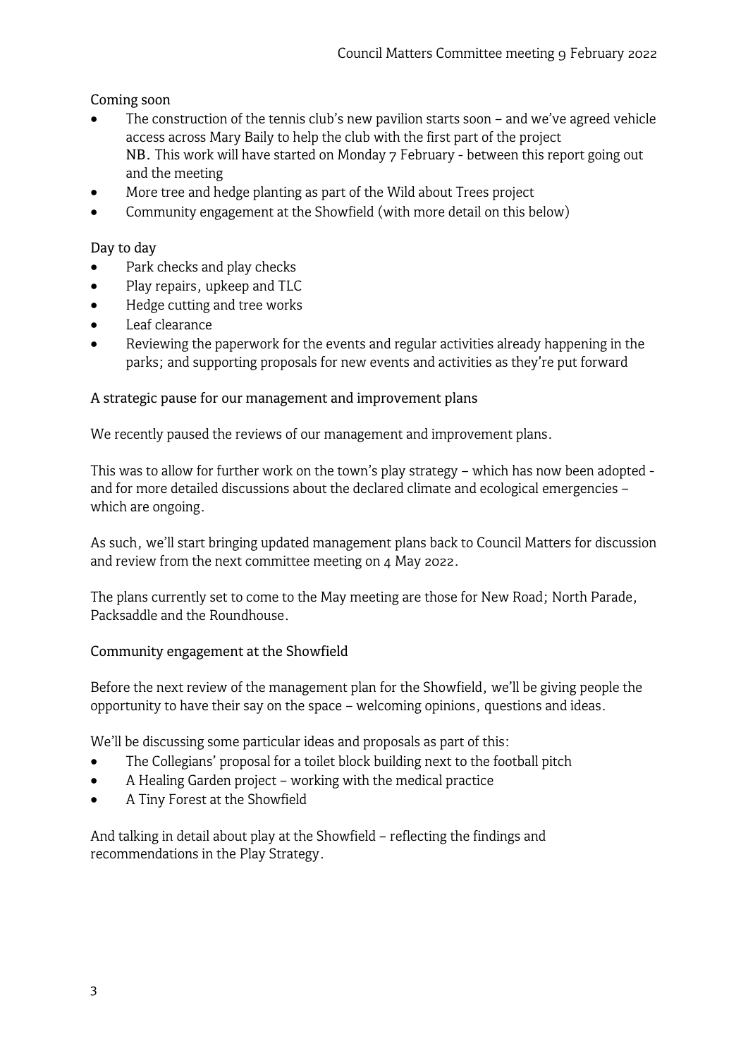Coming soon

- The construction of the tennis club's new pavilion starts soon – and we've agreed vehicle access across Mary Baily to help the club with the first part of the project
  **NB.** This work will have started on Monday 7 February - between this report going out and the meeting
- More tree and hedge planting as part of the Wild about Trees project
- Community engagement at the Showfield (with more detail on this below)

Day to day

- Park checks and play checks
- Play repairs, upkeep and TLC
- Hedge cutting and tree works
- Leaf clearance
- Reviewing the paperwork for the events and regular activities already happening in the parks; and supporting proposals for new events and activities as they're put forward

## A strategic pause for our management and improvement plans

We recently paused the reviews of our management and improvement plans.

This was to allow for further work on the town's play strategy – which has now been adopted - and for more detailed discussions about the declared climate and ecological emergencies – which are ongoing.

As such, we'll start bringing updated management plans back to Council Matters for discussion and review from the next committee meeting on 4 May 2022.

The plans currently set to come to the May meeting are those for New Road; North Parade, Packsaddle and the Roundhouse.

## Community engagement at the Showfield

Before the next review of the management plan for the Showfield, we'll be giving people the opportunity to have their say on the space – welcoming opinions, questions and ideas.

We'll be discussing some particular ideas and proposals as part of this:

- The Collegians' proposal for a toilet block building next to the football pitch
- A Healing Garden project – working with the medical practice
- A Tiny Forest at the Showfield

And talking in detail about play at the Showfield – reflecting the findings and recommendations in the Play Strategy.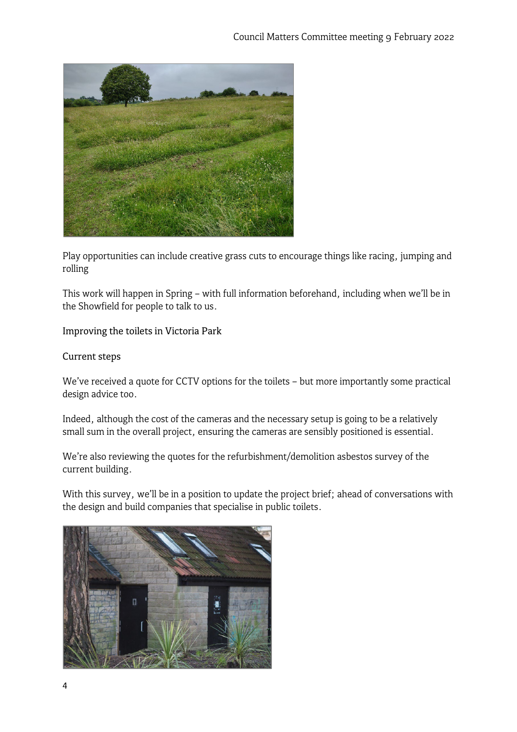Play opportunities can include creative grass cuts to encourage things like racing, jumping and rolling

This work will happen in Spring – with full information beforehand, including when we'll be in the Showfield for people to talk to us.

Improving the toilets in Victoria Park

Current steps

We've received a quote for CCTV options for the toilets – but more importantly some practical design advice too.

Indeed, although the cost of the cameras and the necessary setup is going to be a relatively small sum in the overall project, ensuring the cameras are sensibly positioned is essential.

We're also reviewing the quotes for the refurbishment/demolition asbestos survey of the current building.

With this survey, we'll be in a position to update the project brief; ahead of conversations with the design and build companies that specialise in public toilets.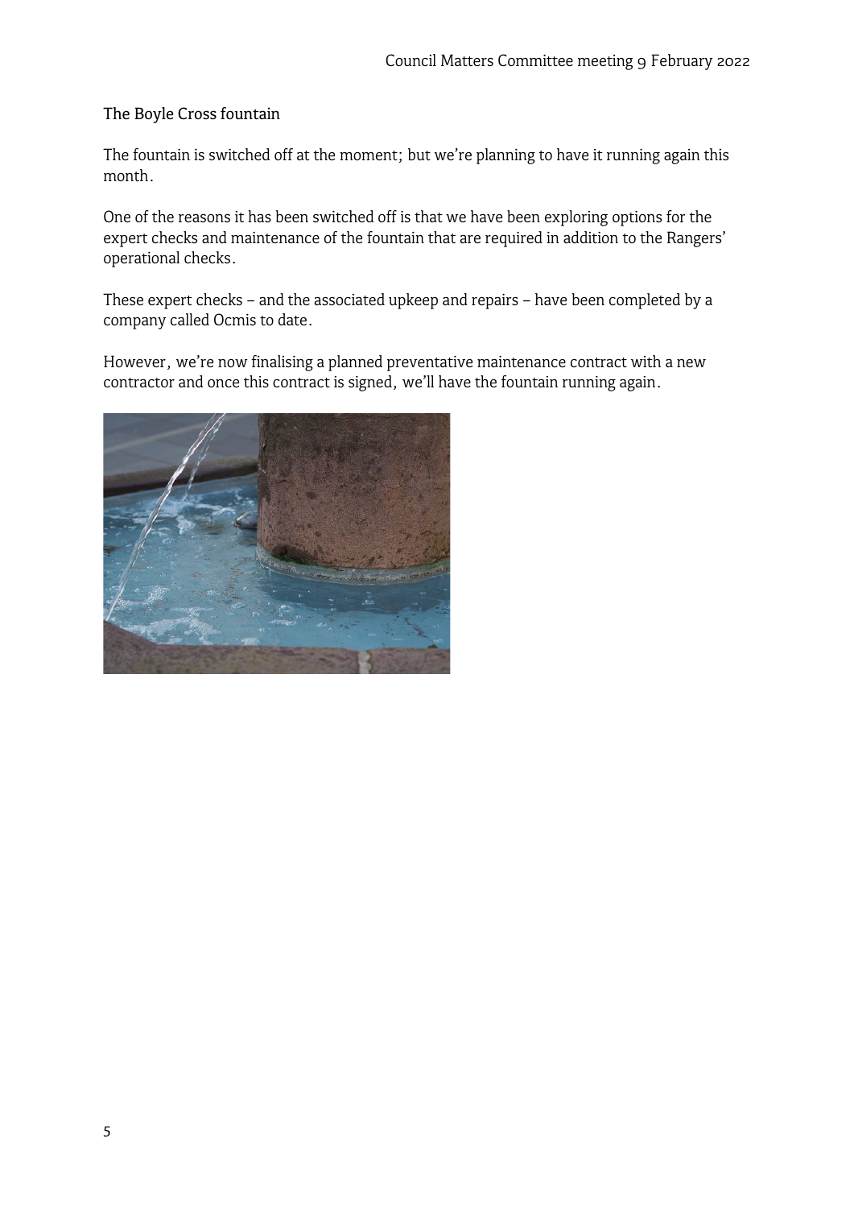## The Boyle Cross fountain

The fountain is switched off at the moment; but we're planning to have it running again this month.

One of the reasons it has been switched off is that we have been exploring options for the expert checks and maintenance of the fountain that are required in addition to the Rangers' operational checks.

These expert checks – and the associated upkeep and repairs – have been completed by a company called Ocmis to date.

However, we're now finalising a planned preventative maintenance contract with a new contractor and once this contract is signed, we'll have the fountain running again.